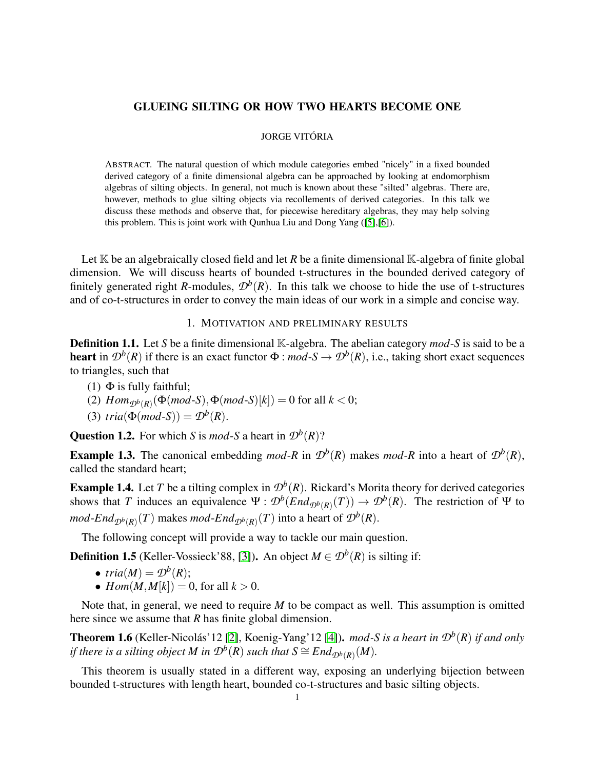# GLUEING SILTING OR HOW TWO HEARTS BECOME ONE

JORGE VITÓRIA

ABSTRACT. The natural question of which module categories embed "nicely" in a fixed bounded derived category of a finite dimensional algebra can be approached by looking at endomorphism algebras of silting objects. In general, not much is known about these "silted" algebras. There are, however, methods to glue silting objects via recollements of derived categories. In this talk we discuss these methods and observe that, for piecewise hereditary algebras, they may help solving this problem. This is joint work with Qunhua Liu and Dong Yang ([5],[6]).

Let $\mathbb{K}$ be an algebraically closed field and let $R$ be a finite dimensional $\mathbb{K}$-algebra of finite global dimension. We will discuss hearts of bounded t-structures in the bounded derived category of finitely generated right $R$-modules, $\mathcal{D}^b(R)$. In this talk we choose to hide the use of t-structures and of co-t-structures in order to convey the main ideas of our work in a simple and concise way.

## 1. MOTIVATION AND PRELIMINARY RESULTS

**Definition 1.1.** Let $S$ be a finite dimensional $\mathbb{K}$-algebra. The abelian category *mod-S* is said to be a **heart** in $\mathcal{D}^b(R)$ if there is an exact functor $\Phi : \textit{mod-}S \to \mathcal{D}^b(R)$, i.e., taking short exact sequences to triangles, such that

(1) $\Phi$ is fully faithful;
(2) $Hom_{\mathcal{D}^b(R)}(\Phi(\textit{mod-}S), \Phi(\textit{mod-}S)[k]) = 0$ for all $k < 0$;
(3) $tria(\Phi(\textit{mod-}S)) = \mathcal{D}^b(R)$.

**Question 1.2.** For which $S$ is *mod-S* a heart in $\mathcal{D}^b(R)$?

**Example 1.3.** The canonical embedding *mod-R* in $\mathcal{D}^b(R)$ makes *mod-R* into a heart of $\mathcal{D}^b(R)$, called the standard heart;

**Example 1.4.** Let $T$ be a tilting complex in $\mathcal{D}^b(R)$. Rickard's Morita theory for derived categories shows that $T$ induces an equivalence $\Psi : \mathcal{D}^b(End_{\mathcal{D}^b(R)}(T)) \to \mathcal{D}^b(R)$. The restriction of $\Psi$ to $\textit{mod-}End_{\mathcal{D}^b(R)}(T)$ makes $\textit{mod-}End_{\mathcal{D}^b(R)}(T)$ into a heart of $\mathcal{D}^b(R)$.

The following concept will provide a way to tackle our main question.

**Definition 1.5** (Keller-Vossieck'88, [3])**.** An object $M \in \mathcal{D}^b(R)$ is silting if:

- $tria(M) = \mathcal{D}^b(R)$;
- $Hom(M, M[k]) = 0$, for all $k > 0$.

Note that, in general, we need to require $M$ to be compact as well. This assumption is omitted here since we assume that $R$ has finite global dimension.

**Theorem 1.6** (Keller-Nicolás'12 [2], Koenig-Yang'12 [4])**.** *mod-S is a heart in $\mathcal{D}^b(R)$ if and only if there is a silting object $M$ in $\mathcal{D}^b(R)$ such that $S \cong End_{\mathcal{D}^b(R)}(M)$.*

This theorem is usually stated in a different way, exposing an underlying bijection between bounded t-structures with length heart, bounded co-t-structures and basic silting objects.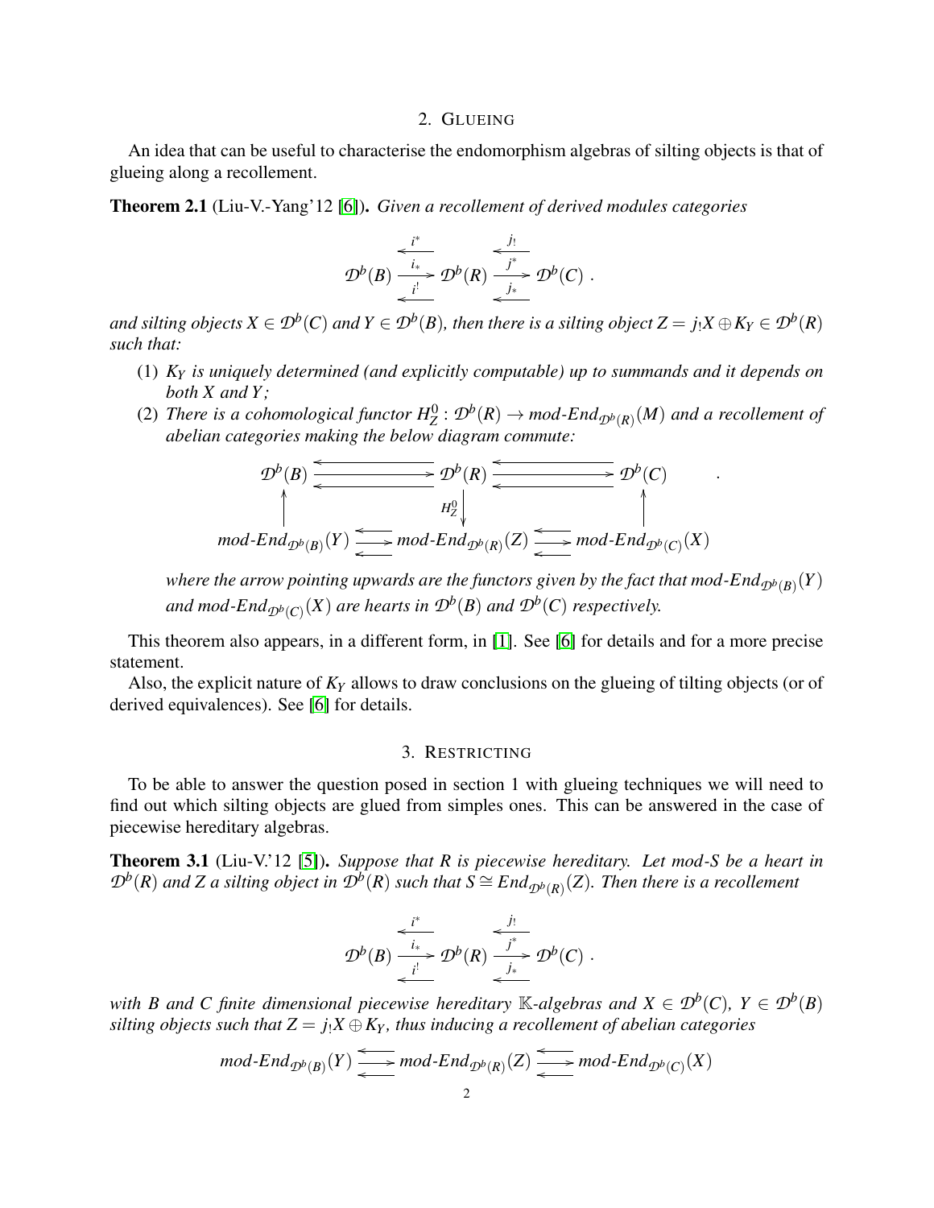## 2. Glueing

An idea that can be useful to characterise the endomorphism algebras of silting objects is that of glueing along a recollement.

**Theorem 2.1** (Liu-V.-Yang'12 [6]). *Given a recollement of derived modules categories*

$$\mathcal{D}^b(B) \underset{i^!}{\overset{i^*}{\underset{\longleftarrow}{\overset{\longleftarrow}{\xrightarrow{i_*}}}}} \mathcal{D}^b(R) \underset{j_*}{\overset{j_!}{\underset{\longleftarrow}{\overset{\longleftarrow}{\xrightarrow{j^*}}}}} \mathcal{D}^b(C) .$$

*and silting objects $X \in \mathcal{D}^b(C)$ and $Y \in \mathcal{D}^b(B)$, then there is a silting object $Z = j_!X \oplus K_Y \in \mathcal{D}^b(R)$ such that:*

1. *$K_Y$ is uniquely determined (and explicitly computable) up to summands and it depends on both $X$ and $Y$;*
2. *There is a cohomological functor $H^0_Z : \mathcal{D}^b(R) \to$ mod-$End_{\mathcal{D}^b(R)}(M)$ and a recollement of abelian categories making the below diagram commute:*

$$\begin{array}{ccccc}
\mathcal{D}^b(B) & \rightleftarrows & \mathcal{D}^b(R) & \rightleftarrows & \mathcal{D}^b(C) \\
\uparrow & & \downarrow H^0_Z & & \uparrow \\
\text{mod-}End_{\mathcal{D}^b(B)}(Y) & \rightleftarrows & \text{mod-}End_{\mathcal{D}^b(R)}(Z) & \rightleftarrows & \text{mod-}End_{\mathcal{D}^b(C)}(X)
\end{array} .$$

*where the arrow pointing upwards are the functors given by the fact that mod-$End_{\mathcal{D}^b(B)}(Y)$ and mod-$End_{\mathcal{D}^b(C)}(X)$ are hearts in $\mathcal{D}^b(B)$ and $\mathcal{D}^b(C)$ respectively.*

This theorem also appears, in a different form, in [1]. See [6] for details and for a more precise statement.

Also, the explicit nature of $K_Y$ allows to draw conclusions on the glueing of tilting objects (or of derived equivalences). See [6] for details.

## 3. Restricting

To be able to answer the question posed in section 1 with glueing techniques we will need to find out which silting objects are glued from simples ones. This can be answered in the case of piecewise hereditary algebras.

**Theorem 3.1** (Liu-V.'12 [5]). *Suppose that $R$ is piecewise hereditary. Let mod-$S$ be a heart in $\mathcal{D}^b(R)$ and $Z$ a silting object in $\mathcal{D}^b(R)$ such that $S \cong End_{\mathcal{D}^b(R)}(Z)$. Then there is a recollement*

$$\mathcal{D}^b(B) \underset{i^!}{\overset{i^*}{\underset{\longleftarrow}{\overset{\longleftarrow}{\xrightarrow{i_*}}}}} \mathcal{D}^b(R) \underset{j_*}{\overset{j_!}{\underset{\longleftarrow}{\overset{\longleftarrow}{\xrightarrow{j^*}}}}} \mathcal{D}^b(C) .$$

*with $B$ and $C$ finite dimensional piecewise hereditary $\mathbb{K}$-algebras and $X \in \mathcal{D}^b(C)$, $Y \in \mathcal{D}^b(B)$ silting objects such that $Z = j_!X \oplus K_Y$, thus inducing a recollement of abelian categories*

$$\text{mod-}End_{\mathcal{D}^b(B)}(Y) \rightleftarrows \text{mod-}End_{\mathcal{D}^b(R)}(Z) \rightleftarrows \text{mod-}End_{\mathcal{D}^b(C)}(X)$$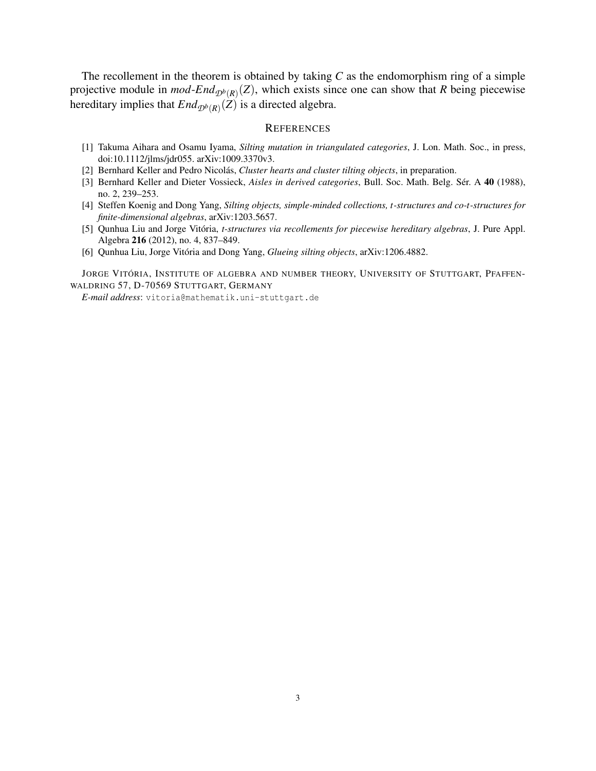The recollement in the theorem is obtained by taking $C$ as the endomorphism ring of a simple projective module in $mod\text{-}End_{\mathcal{D}^b(R)}(Z)$, which exists since one can show that $R$ being piecewise hereditary implies that $End_{\mathcal{D}^b(R)}(Z)$ is a directed algebra.

## REFERENCES

[1] Takuma Aihara and Osamu Iyama, *Silting mutation in triangulated categories*, J. Lon. Math. Soc., in press, doi:10.1112/jlms/jdr055. arXiv:1009.3370v3.

[2] Bernhard Keller and Pedro Nicolás, *Cluster hearts and cluster tilting objects*, in preparation.

[3] Bernhard Keller and Dieter Vossieck, *Aisles in derived categories*, Bull. Soc. Math. Belg. Sér. A **40** (1988), no. 2, 239–253.

[4] Steffen Koenig and Dong Yang, *Silting objects, simple-minded collections, t-structures and co-t-structures for finite-dimensional algebras*, arXiv:1203.5657.

[5] Qunhua Liu and Jorge Vitória, *t-structures via recollements for piecewise hereditary algebras*, J. Pure Appl. Algebra **216** (2012), no. 4, 837–849.

[6] Qunhua Liu, Jorge Vitória and Dong Yang, *Glueing silting objects*, arXiv:1206.4882.

JORGE VITÓRIA, INSTITUTE OF ALGEBRA AND NUMBER THEORY, UNIVERSITY OF STUTTGART, PFAFFENWALDRING 57, D-70569 STUTTGART, GERMANY

*E-mail address*: vitoria@mathematik.uni-stuttgart.de